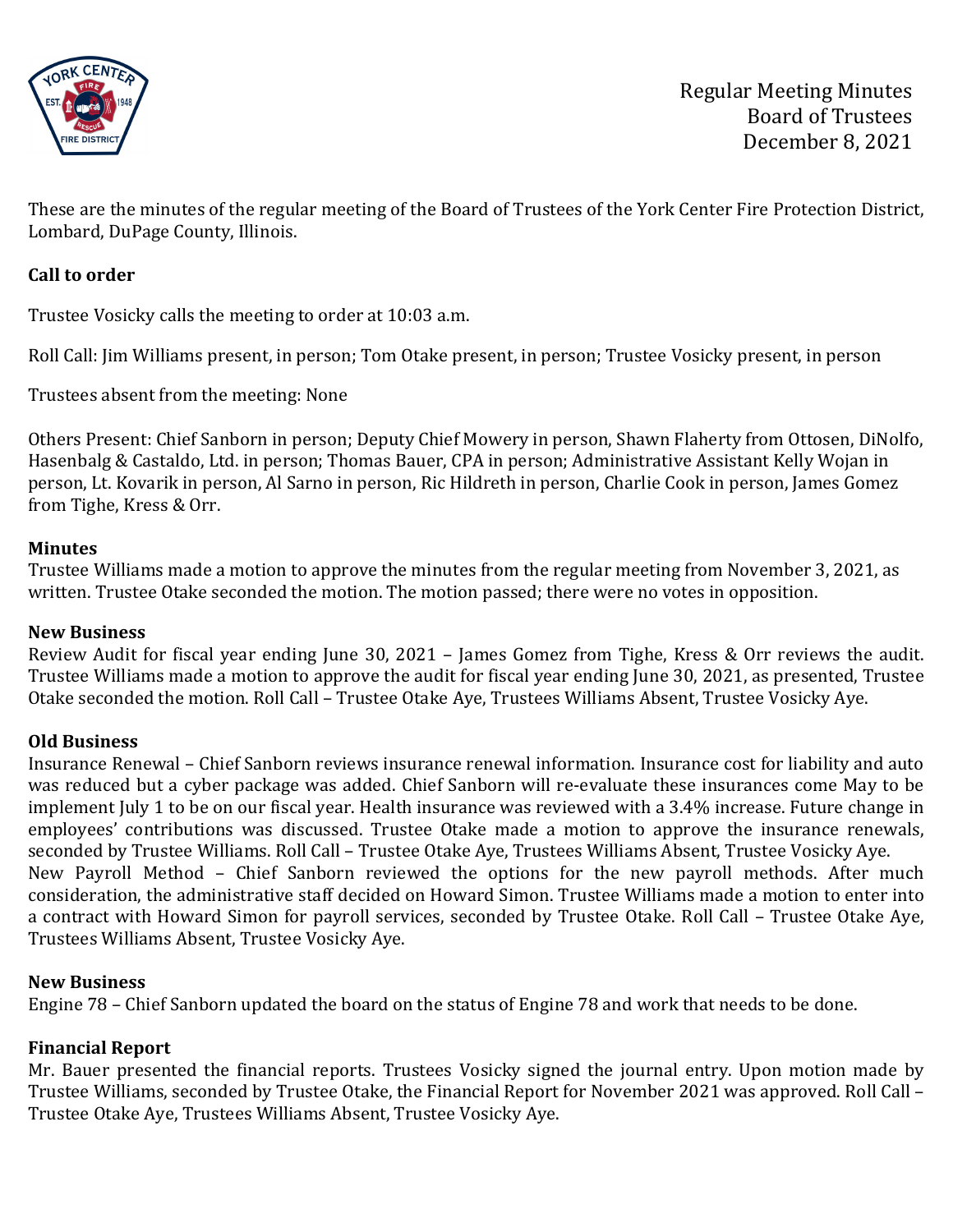Regular Meeting Minutes
Board of Trustees
December 8, 2021

These are the minutes of the regular meeting of the Board of Trustees of the York Center Fire Protection District, Lombard, DuPage County, Illinois.

**Call to order**

Trustee Vosicky calls the meeting to order at 10:03 a.m.

Roll Call: Jim Williams present, in person; Tom Otake present, in person; Trustee Vosicky present, in person

Trustees absent from the meeting: None

Others Present: Chief Sanborn in person; Deputy Chief Mowery in person, Shawn Flaherty from Ottosen, DiNolfo, Hasenbalg & Castaldo, Ltd. in person; Thomas Bauer, CPA in person; Administrative Assistant Kelly Wojan in person, Lt. Kovarik in person, Al Sarno in person, Ric Hildreth in person, Charlie Cook in person, James Gomez from Tighe, Kress & Orr.

**Minutes**

Trustee Williams made a motion to approve the minutes from the regular meeting from November 3, 2021, as written. Trustee Otake seconded the motion. The motion passed; there were no votes in opposition.

**New Business**

Review Audit for fiscal year ending June 30, 2021 – James Gomez from Tighe, Kress & Orr reviews the audit. Trustee Williams made a motion to approve the audit for fiscal year ending June 30, 2021, as presented, Trustee Otake seconded the motion. Roll Call – Trustee Otake Aye, Trustees Williams Absent, Trustee Vosicky Aye.

**Old Business**

Insurance Renewal – Chief Sanborn reviews insurance renewal information. Insurance cost for liability and auto was reduced but a cyber package was added. Chief Sanborn will re-evaluate these insurances come May to be implement July 1 to be on our fiscal year. Health insurance was reviewed with a 3.4% increase. Future change in employees' contributions was discussed. Trustee Otake made a motion to approve the insurance renewals, seconded by Trustee Williams. Roll Call – Trustee Otake Aye, Trustees Williams Absent, Trustee Vosicky Aye.

New Payroll Method – Chief Sanborn reviewed the options for the new payroll methods. After much consideration, the administrative staff decided on Howard Simon. Trustee Williams made a motion to enter into a contract with Howard Simon for payroll services, seconded by Trustee Otake. Roll Call – Trustee Otake Aye, Trustees Williams Absent, Trustee Vosicky Aye.

**New Business**

Engine 78 – Chief Sanborn updated the board on the status of Engine 78 and work that needs to be done.

**Financial Report**

Mr. Bauer presented the financial reports. Trustees Vosicky signed the journal entry. Upon motion made by Trustee Williams, seconded by Trustee Otake, the Financial Report for November 2021 was approved. Roll Call – Trustee Otake Aye, Trustees Williams Absent, Trustee Vosicky Aye.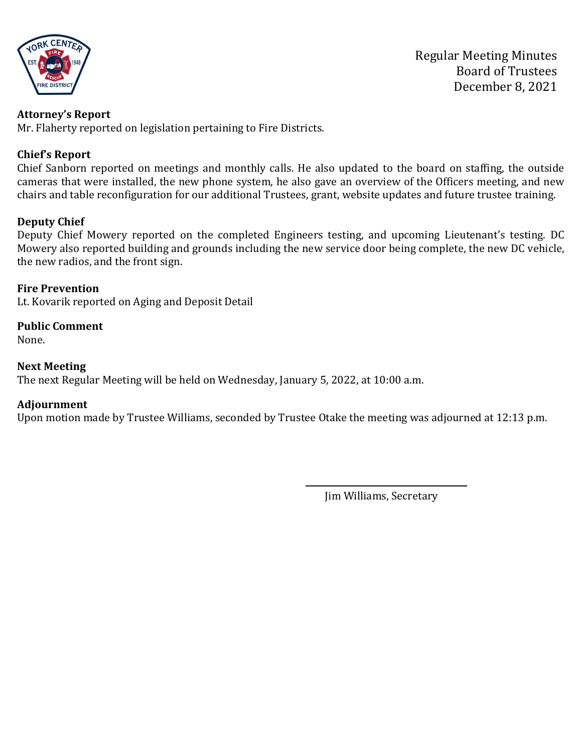Regular Meeting Minutes
Board of Trustees
December 8, 2021

**Attorney's Report**
Mr. Flaherty reported on legislation pertaining to Fire Districts.

**Chief's Report**
Chief Sanborn reported on meetings and monthly calls. He also updated to the board on staffing, the outside cameras that were installed, the new phone system, he also gave an overview of the Officers meeting, and new chairs and table reconfiguration for our additional Trustees, grant, website updates and future trustee training.

**Deputy Chief**
Deputy Chief Mowery reported on the completed Engineers testing, and upcoming Lieutenant's testing. DC Mowery also reported building and grounds including the new service door being complete, the new DC vehicle, the new radios, and the front sign.

**Fire Prevention**
Lt. Kovarik reported on Aging and Deposit Detail

**Public Comment**
None.

**Next Meeting**
The next Regular Meeting will be held on Wednesday, January 5, 2022, at 10:00 a.m.

**Adjournment**
Upon motion made by Trustee Williams, seconded by Trustee Otake the meeting was adjourned at 12:13 p.m.

Jim Williams, Secretary